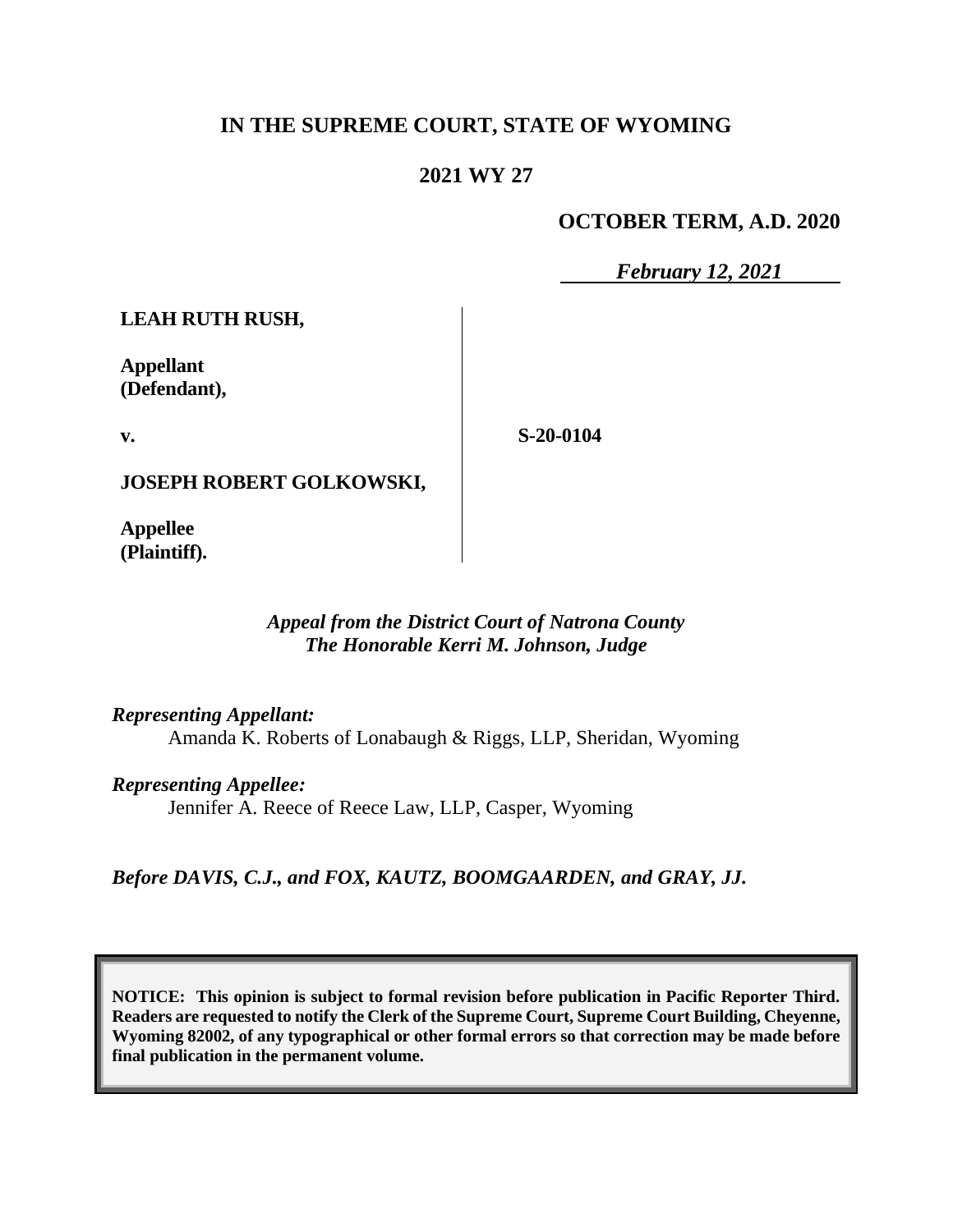# IN THE SUPREME COURT, STATE OF WYOMING

## 2021 WY 27

**OCTOBER TERM, A.D. 2020**

***February 12, 2021***

**LEAH RUTH RUSH,**

**Appellant (Defendant),**

**v.**

**JOSEPH ROBERT GOLKOWSKI,**

**Appellee (Plaintiff).**

**S-20-0104**

*Appeal from the District Court of Natrona County*
*The Honorable Kerri M. Johnson, Judge*

*Representing Appellant:*
Amanda K. Roberts of Lonabaugh & Riggs, LLP, Sheridan, Wyoming

*Representing Appellee:*
Jennifer A. Reece of Reece Law, LLP, Casper, Wyoming

*Before DAVIS, C.J., and FOX, KAUTZ, BOOMGAARDEN, and GRAY, JJ.*

**NOTICE: This opinion is subject to formal revision before publication in Pacific Reporter Third. Readers are requested to notify the Clerk of the Supreme Court, Supreme Court Building, Cheyenne, Wyoming 82002, of any typographical or other formal errors so that correction may be made before final publication in the permanent volume.**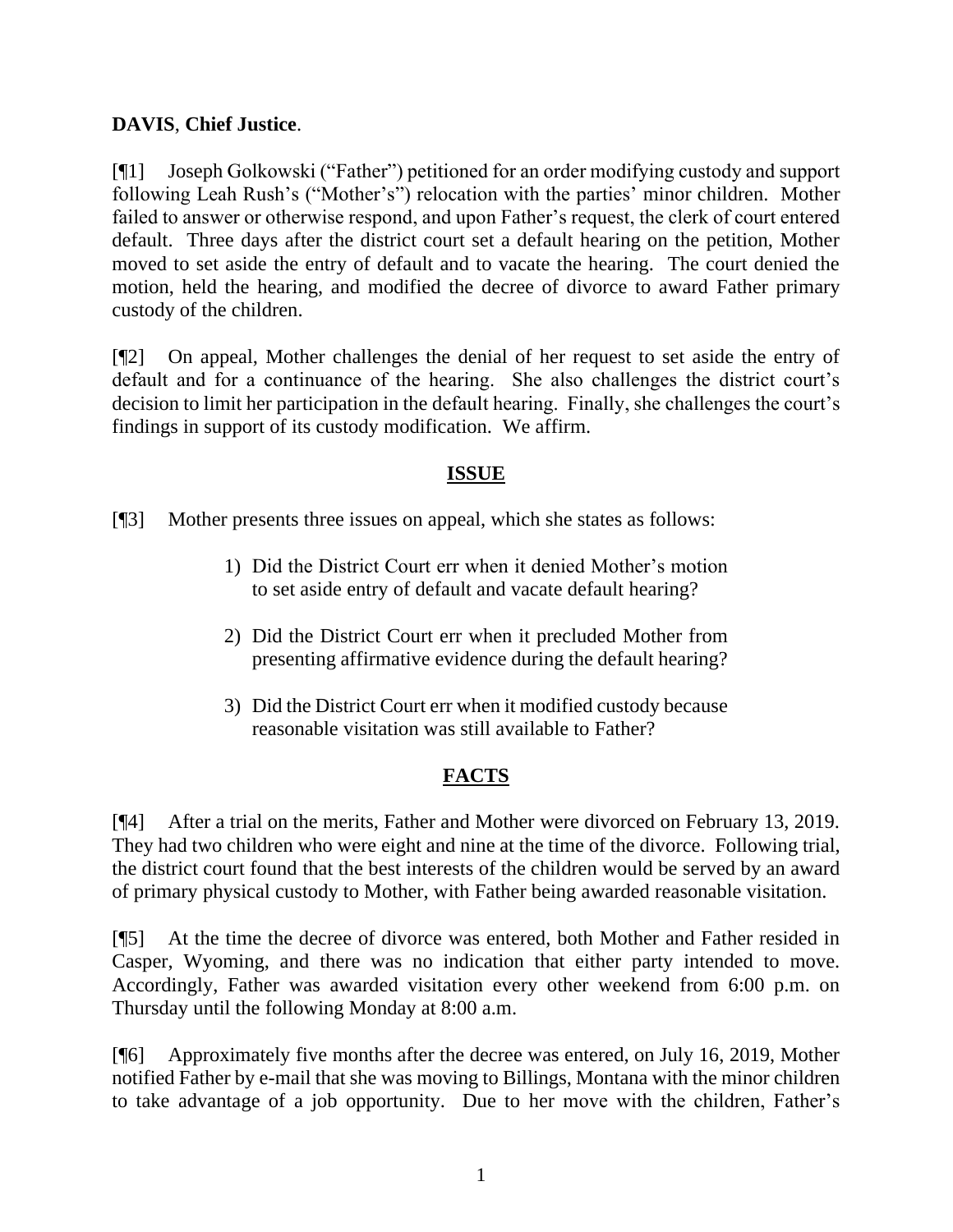**DAVIS**, **Chief Justice**.

[¶1] Joseph Golkowski ("Father") petitioned for an order modifying custody and support following Leah Rush's ("Mother's") relocation with the parties' minor children. Mother failed to answer or otherwise respond, and upon Father's request, the clerk of court entered default. Three days after the district court set a default hearing on the petition, Mother moved to set aside the entry of default and to vacate the hearing. The court denied the motion, held the hearing, and modified the decree of divorce to award Father primary custody of the children.

[¶2] On appeal, Mother challenges the denial of her request to set aside the entry of default and for a continuance of the hearing. She also challenges the district court's decision to limit her participation in the default hearing. Finally, she challenges the court's findings in support of its custody modification. We affirm.

## ISSUE

[¶3] Mother presents three issues on appeal, which she states as follows:

> 1) Did the District Court err when it denied Mother's motion to set aside entry of default and vacate default hearing?
>
> 2) Did the District Court err when it precluded Mother from presenting affirmative evidence during the default hearing?
>
> 3) Did the District Court err when it modified custody because reasonable visitation was still available to Father?

## FACTS

[¶4] After a trial on the merits, Father and Mother were divorced on February 13, 2019. They had two children who were eight and nine at the time of the divorce. Following trial, the district court found that the best interests of the children would be served by an award of primary physical custody to Mother, with Father being awarded reasonable visitation.

[¶5] At the time the decree of divorce was entered, both Mother and Father resided in Casper, Wyoming, and there was no indication that either party intended to move. Accordingly, Father was awarded visitation every other weekend from 6:00 p.m. on Thursday until the following Monday at 8:00 a.m.

[¶6] Approximately five months after the decree was entered, on July 16, 2019, Mother notified Father by e-mail that she was moving to Billings, Montana with the minor children to take advantage of a job opportunity. Due to her move with the children, Father's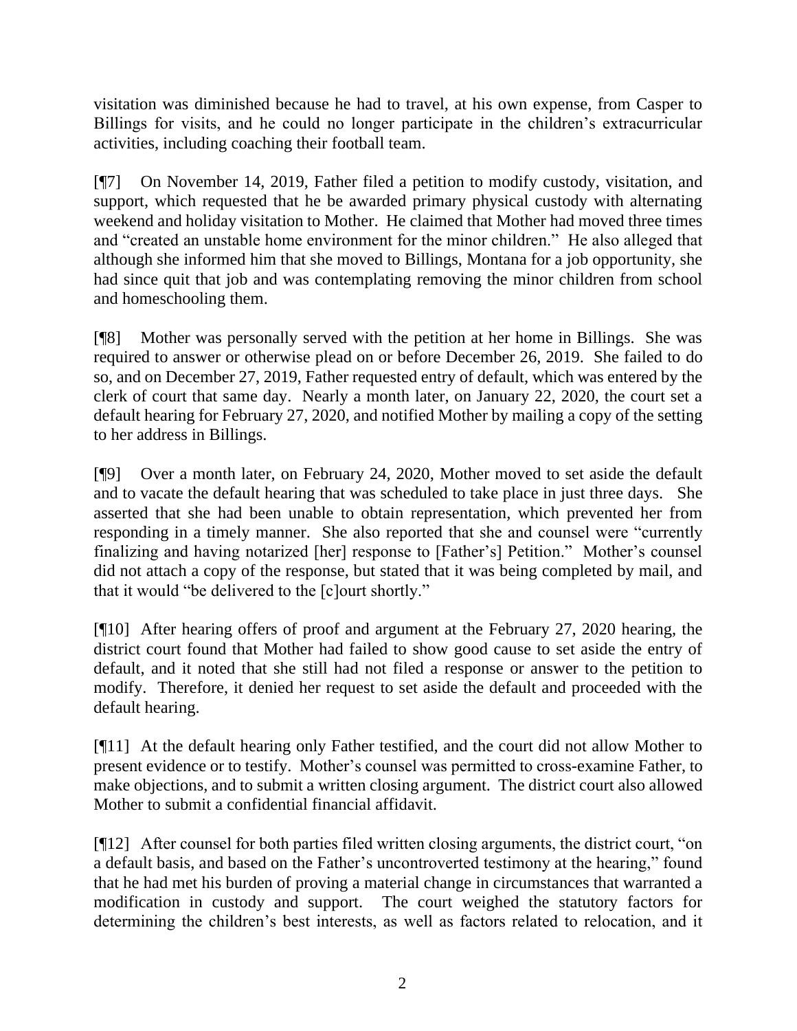visitation was diminished because he had to travel, at his own expense, from Casper to Billings for visits, and he could no longer participate in the children's extracurricular activities, including coaching their football team.

[¶7] On November 14, 2019, Father filed a petition to modify custody, visitation, and support, which requested that he be awarded primary physical custody with alternating weekend and holiday visitation to Mother. He claimed that Mother had moved three times and "created an unstable home environment for the minor children." He also alleged that although she informed him that she moved to Billings, Montana for a job opportunity, she had since quit that job and was contemplating removing the minor children from school and homeschooling them.

[¶8] Mother was personally served with the petition at her home in Billings. She was required to answer or otherwise plead on or before December 26, 2019. She failed to do so, and on December 27, 2019, Father requested entry of default, which was entered by the clerk of court that same day. Nearly a month later, on January 22, 2020, the court set a default hearing for February 27, 2020, and notified Mother by mailing a copy of the setting to her address in Billings.

[¶9] Over a month later, on February 24, 2020, Mother moved to set aside the default and to vacate the default hearing that was scheduled to take place in just three days. She asserted that she had been unable to obtain representation, which prevented her from responding in a timely manner. She also reported that she and counsel were "currently finalizing and having notarized [her] response to [Father's] Petition." Mother's counsel did not attach a copy of the response, but stated that it was being completed by mail, and that it would "be delivered to the [c]ourt shortly."

[¶10] After hearing offers of proof and argument at the February 27, 2020 hearing, the district court found that Mother had failed to show good cause to set aside the entry of default, and it noted that she still had not filed a response or answer to the petition to modify. Therefore, it denied her request to set aside the default and proceeded with the default hearing.

[¶11] At the default hearing only Father testified, and the court did not allow Mother to present evidence or to testify. Mother's counsel was permitted to cross-examine Father, to make objections, and to submit a written closing argument. The district court also allowed Mother to submit a confidential financial affidavit.

[¶12] After counsel for both parties filed written closing arguments, the district court, "on a default basis, and based on the Father's uncontroverted testimony at the hearing," found that he had met his burden of proving a material change in circumstances that warranted a modification in custody and support. The court weighed the statutory factors for determining the children's best interests, as well as factors related to relocation, and it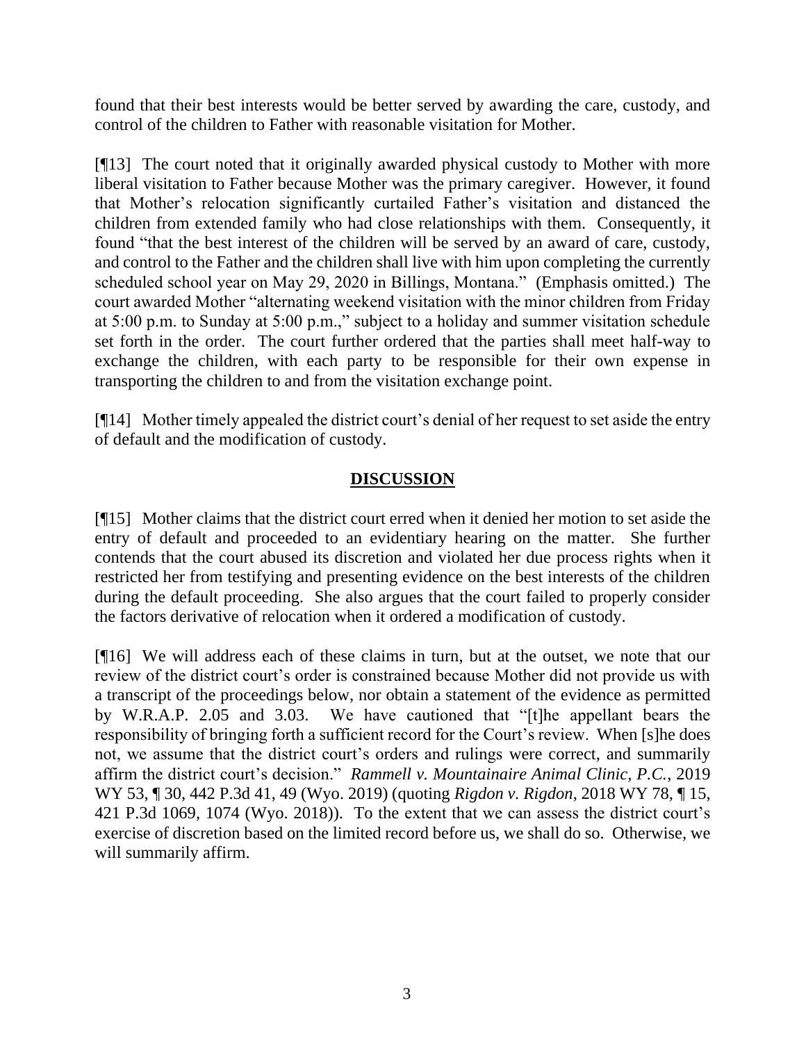found that their best interests would be better served by awarding the care, custody, and control of the children to Father with reasonable visitation for Mother.

[¶13] The court noted that it originally awarded physical custody to Mother with more liberal visitation to Father because Mother was the primary caregiver. However, it found that Mother's relocation significantly curtailed Father's visitation and distanced the children from extended family who had close relationships with them. Consequently, it found "that the best interest of the children will be served by an award of care, custody, and control to the Father and the children shall live with him upon completing the currently scheduled school year on May 29, 2020 in Billings, Montana." (Emphasis omitted.) The court awarded Mother "alternating weekend visitation with the minor children from Friday at 5:00 p.m. to Sunday at 5:00 p.m.," subject to a holiday and summer visitation schedule set forth in the order. The court further ordered that the parties shall meet half-way to exchange the children, with each party to be responsible for their own expense in transporting the children to and from the visitation exchange point.

[¶14] Mother timely appealed the district court's denial of her request to set aside the entry of default and the modification of custody.

## DISCUSSION

[¶15] Mother claims that the district court erred when it denied her motion to set aside the entry of default and proceeded to an evidentiary hearing on the matter. She further contends that the court abused its discretion and violated her due process rights when it restricted her from testifying and presenting evidence on the best interests of the children during the default proceeding. She also argues that the court failed to properly consider the factors derivative of relocation when it ordered a modification of custody.

[¶16] We will address each of these claims in turn, but at the outset, we note that our review of the district court's order is constrained because Mother did not provide us with a transcript of the proceedings below, nor obtain a statement of the evidence as permitted by W.R.A.P. 2.05 and 3.03. We have cautioned that "[t]he appellant bears the responsibility of bringing forth a sufficient record for the Court's review. When [s]he does not, we assume that the district court's orders and rulings were correct, and summarily affirm the district court's decision." *Rammell v. Mountainaire Animal Clinic, P.C.*, 2019 WY 53, ¶ 30, 442 P.3d 41, 49 (Wyo. 2019) (quoting *Rigdon v. Rigdon*, 2018 WY 78, ¶ 15, 421 P.3d 1069, 1074 (Wyo. 2018)). To the extent that we can assess the district court's exercise of discretion based on the limited record before us, we shall do so. Otherwise, we will summarily affirm.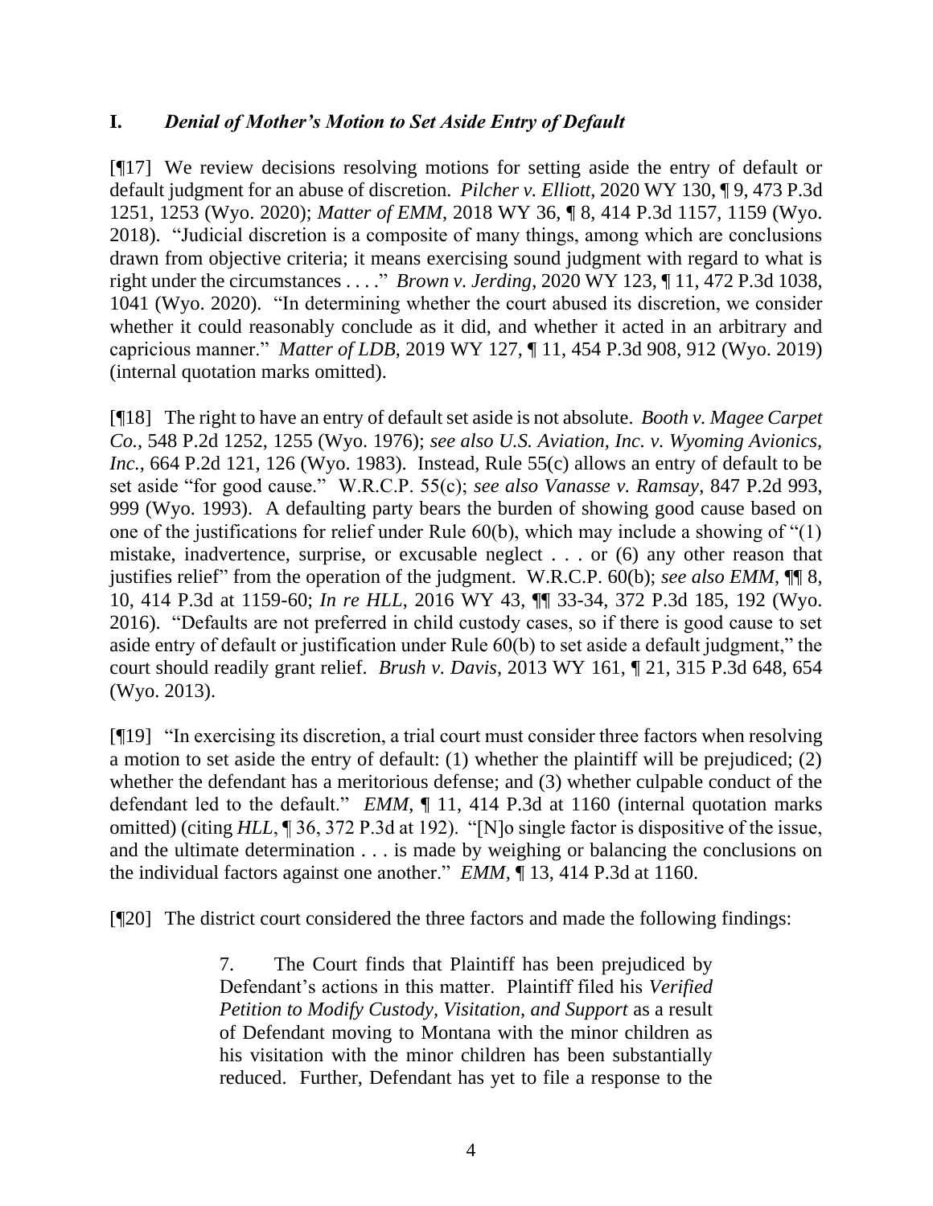## I. *Denial of Mother's Motion to Set Aside Entry of Default*

[¶17] We review decisions resolving motions for setting aside the entry of default or default judgment for an abuse of discretion. *Pilcher v. Elliott*, 2020 WY 130, ¶ 9, 473 P.3d 1251, 1253 (Wyo. 2020); *Matter of EMM*, 2018 WY 36, ¶ 8, 414 P.3d 1157, 1159 (Wyo. 2018). "Judicial discretion is a composite of many things, among which are conclusions drawn from objective criteria; it means exercising sound judgment with regard to what is right under the circumstances . . . ." *Brown v. Jerding*, 2020 WY 123, ¶ 11, 472 P.3d 1038, 1041 (Wyo. 2020). "In determining whether the court abused its discretion, we consider whether it could reasonably conclude as it did, and whether it acted in an arbitrary and capricious manner." *Matter of LDB*, 2019 WY 127, ¶ 11, 454 P.3d 908, 912 (Wyo. 2019) (internal quotation marks omitted).

[¶18] The right to have an entry of default set aside is not absolute. *Booth v. Magee Carpet Co.*, 548 P.2d 1252, 1255 (Wyo. 1976); *see also U.S. Aviation, Inc. v. Wyoming Avionics, Inc.*, 664 P.2d 121, 126 (Wyo. 1983). Instead, Rule 55(c) allows an entry of default to be set aside "for good cause." W.R.C.P. 55(c); *see also Vanasse v. Ramsay*, 847 P.2d 993, 999 (Wyo. 1993). A defaulting party bears the burden of showing good cause based on one of the justifications for relief under Rule 60(b), which may include a showing of "(1) mistake, inadvertence, surprise, or excusable neglect . . . or (6) any other reason that justifies relief" from the operation of the judgment. W.R.C.P. 60(b); *see also EMM*, ¶¶ 8, 10, 414 P.3d at 1159-60; *In re HLL*, 2016 WY 43, ¶¶ 33-34, 372 P.3d 185, 192 (Wyo. 2016). "Defaults are not preferred in child custody cases, so if there is good cause to set aside entry of default or justification under Rule 60(b) to set aside a default judgment," the court should readily grant relief. *Brush v. Davis*, 2013 WY 161, ¶ 21, 315 P.3d 648, 654 (Wyo. 2013).

[¶19] "In exercising its discretion, a trial court must consider three factors when resolving a motion to set aside the entry of default: (1) whether the plaintiff will be prejudiced; (2) whether the defendant has a meritorious defense; and (3) whether culpable conduct of the defendant led to the default." *EMM*, ¶ 11, 414 P.3d at 1160 (internal quotation marks omitted) (citing *HLL*, ¶ 36, 372 P.3d at 192). "[N]o single factor is dispositive of the issue, and the ultimate determination . . . is made by weighing or balancing the conclusions on the individual factors against one another." *EMM*, ¶ 13, 414 P.3d at 1160.

[¶20] The district court considered the three factors and made the following findings:

> 7. The Court finds that Plaintiff has been prejudiced by Defendant's actions in this matter. Plaintiff filed his *Verified Petition to Modify Custody, Visitation, and Support* as a result of Defendant moving to Montana with the minor children as his visitation with the minor children has been substantially reduced. Further, Defendant has yet to file a response to the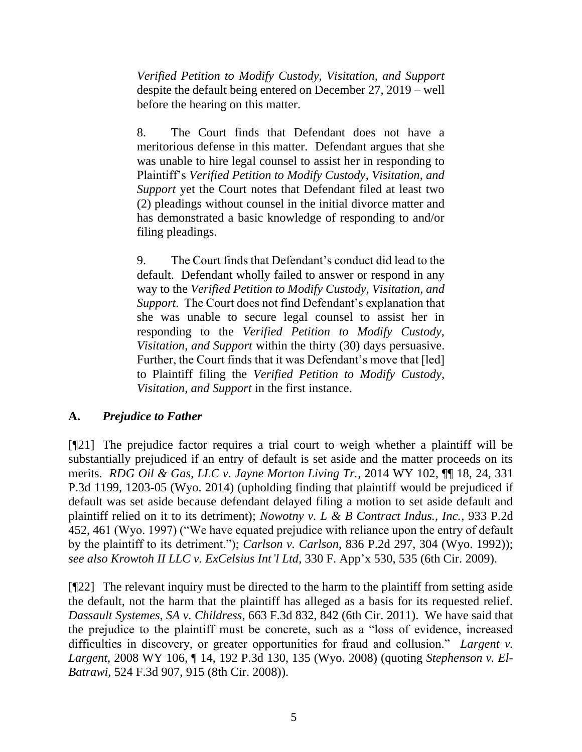*Verified Petition to Modify Custody, Visitation, and Support* despite the default being entered on December 27, 2019 – well before the hearing on this matter.

> 8. The Court finds that Defendant does not have a meritorious defense in this matter. Defendant argues that she was unable to hire legal counsel to assist her in responding to Plaintiff's *Verified Petition to Modify Custody, Visitation, and Support* yet the Court notes that Defendant filed at least two (2) pleadings without counsel in the initial divorce matter and has demonstrated a basic knowledge of responding to and/or filing pleadings.
>
> 9. The Court finds that Defendant's conduct did lead to the default. Defendant wholly failed to answer or respond in any way to the *Verified Petition to Modify Custody, Visitation, and Support*. The Court does not find Defendant's explanation that she was unable to secure legal counsel to assist her in responding to the *Verified Petition to Modify Custody, Visitation, and Support* within the thirty (30) days persuasive. Further, the Court finds that it was Defendant's move that [led] to Plaintiff filing the *Verified Petition to Modify Custody, Visitation, and Support* in the first instance.

## A. *Prejudice to Father*

[¶21] The prejudice factor requires a trial court to weigh whether a plaintiff will be substantially prejudiced if an entry of default is set aside and the matter proceeds on its merits. *RDG Oil & Gas, LLC v. Jayne Morton Living Tr.*, 2014 WY 102, ¶¶ 18, 24, 331 P.3d 1199, 1203-05 (Wyo. 2014) (upholding finding that plaintiff would be prejudiced if default was set aside because defendant delayed filing a motion to set aside default and plaintiff relied on it to its detriment); *Nowotny v. L & B Contract Indus., Inc.*, 933 P.2d 452, 461 (Wyo. 1997) ("We have equated prejudice with reliance upon the entry of default by the plaintiff to its detriment."); *Carlson v. Carlson*, 836 P.2d 297, 304 (Wyo. 1992)); *see also Krowtoh II LLC v. ExCelsius Int'l Ltd*, 330 F. App'x 530, 535 (6th Cir. 2009).

[¶22] The relevant inquiry must be directed to the harm to the plaintiff from setting aside the default, not the harm that the plaintiff has alleged as a basis for its requested relief. *Dassault Systemes, SA v. Childress*, 663 F.3d 832, 842 (6th Cir. 2011). We have said that the prejudice to the plaintiff must be concrete, such as a "loss of evidence, increased difficulties in discovery, or greater opportunities for fraud and collusion." *Largent v. Largent*, 2008 WY 106, ¶ 14, 192 P.3d 130, 135 (Wyo. 2008) (quoting *Stephenson v. El-Batrawi*, 524 F.3d 907, 915 (8th Cir. 2008)).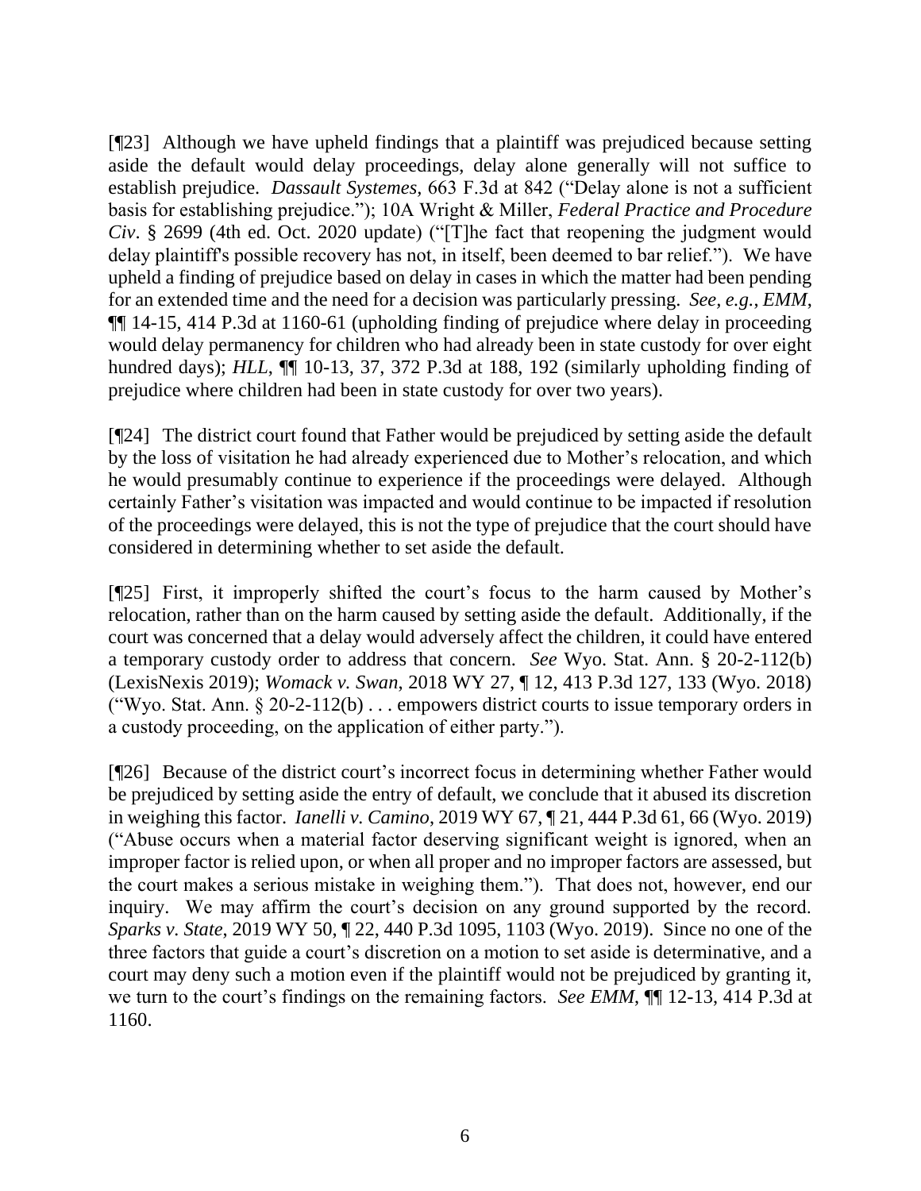[¶23] Although we have upheld findings that a plaintiff was prejudiced because setting aside the default would delay proceedings, delay alone generally will not suffice to establish prejudice. *Dassault Systemes*, 663 F.3d at 842 ("Delay alone is not a sufficient basis for establishing prejudice."); 10A Wright & Miller, *Federal Practice and Procedure Civ*. § 2699 (4th ed. Oct. 2020 update) ("[T]he fact that reopening the judgment would delay plaintiff's possible recovery has not, in itself, been deemed to bar relief."). We have upheld a finding of prejudice based on delay in cases in which the matter had been pending for an extended time and the need for a decision was particularly pressing. *See, e.g.*, *EMM*, ¶¶ 14-15, 414 P.3d at 1160-61 (upholding finding of prejudice where delay in proceeding would delay permanency for children who had already been in state custody for over eight hundred days); *HLL*, ¶¶ 10-13, 37, 372 P.3d at 188, 192 (similarly upholding finding of prejudice where children had been in state custody for over two years).

[¶24] The district court found that Father would be prejudiced by setting aside the default by the loss of visitation he had already experienced due to Mother's relocation, and which he would presumably continue to experience if the proceedings were delayed. Although certainly Father's visitation was impacted and would continue to be impacted if resolution of the proceedings were delayed, this is not the type of prejudice that the court should have considered in determining whether to set aside the default.

[¶25] First, it improperly shifted the court's focus to the harm caused by Mother's relocation, rather than on the harm caused by setting aside the default. Additionally, if the court was concerned that a delay would adversely affect the children, it could have entered a temporary custody order to address that concern. *See* Wyo. Stat. Ann. § 20-2-112(b) (LexisNexis 2019); *Womack v. Swan*, 2018 WY 27, ¶ 12, 413 P.3d 127, 133 (Wyo. 2018) ("Wyo. Stat. Ann. § 20-2-112(b) . . . empowers district courts to issue temporary orders in a custody proceeding, on the application of either party.").

[¶26] Because of the district court's incorrect focus in determining whether Father would be prejudiced by setting aside the entry of default, we conclude that it abused its discretion in weighing this factor. *Ianelli v. Camino*, 2019 WY 67, ¶ 21, 444 P.3d 61, 66 (Wyo. 2019) ("Abuse occurs when a material factor deserving significant weight is ignored, when an improper factor is relied upon, or when all proper and no improper factors are assessed, but the court makes a serious mistake in weighing them."). That does not, however, end our inquiry. We may affirm the court's decision on any ground supported by the record. *Sparks v. State*, 2019 WY 50, ¶ 22, 440 P.3d 1095, 1103 (Wyo. 2019). Since no one of the three factors that guide a court's discretion on a motion to set aside is determinative, and a court may deny such a motion even if the plaintiff would not be prejudiced by granting it, we turn to the court's findings on the remaining factors. *See EMM*, ¶¶ 12-13, 414 P.3d at 1160.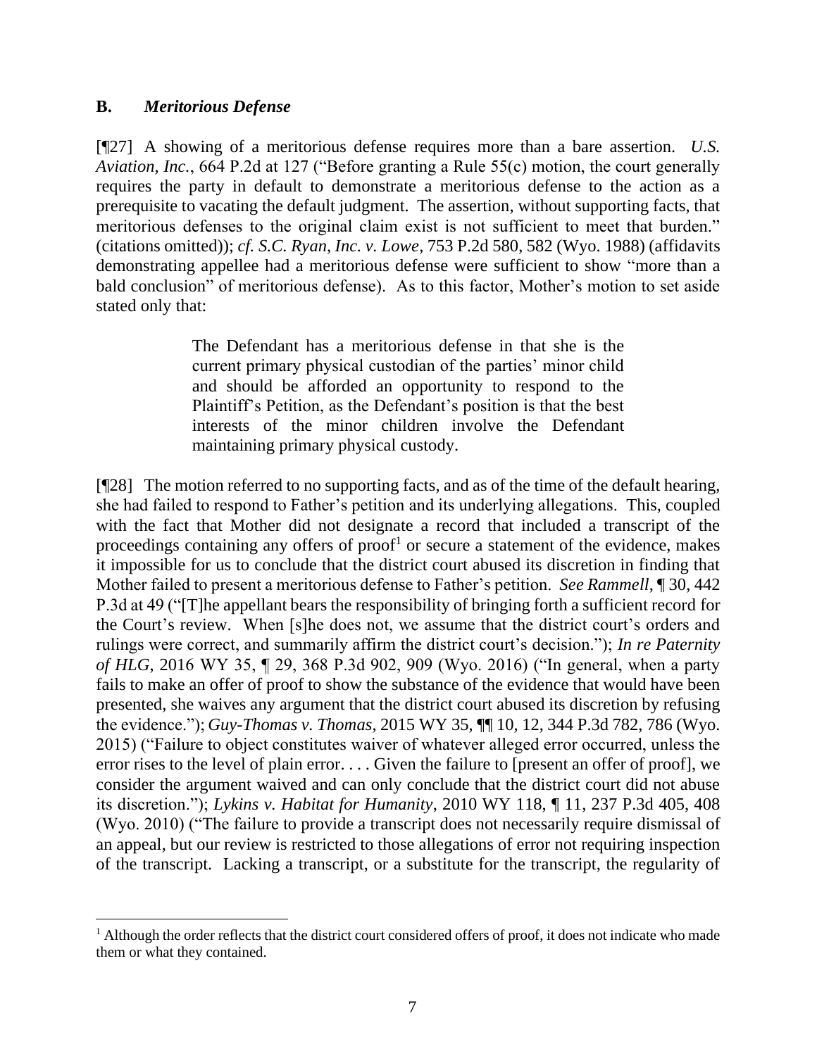## B. *Meritorious Defense*

[¶27] A showing of a meritorious defense requires more than a bare assertion. *U.S. Aviation, Inc.*, 664 P.2d at 127 ("Before granting a Rule 55(c) motion, the court generally requires the party in default to demonstrate a meritorious defense to the action as a prerequisite to vacating the default judgment. The assertion, without supporting facts, that meritorious defenses to the original claim exist is not sufficient to meet that burden." (citations omitted)); *cf. S.C. Ryan, Inc. v. Lowe*, 753 P.2d 580, 582 (Wyo. 1988) (affidavits demonstrating appellee had a meritorious defense were sufficient to show "more than a bald conclusion" of meritorious defense). As to this factor, Mother's motion to set aside stated only that:

> The Defendant has a meritorious defense in that she is the current primary physical custodian of the parties' minor child and should be afforded an opportunity to respond to the Plaintiff's Petition, as the Defendant's position is that the best interests of the minor children involve the Defendant maintaining primary physical custody.

[¶28] The motion referred to no supporting facts, and as of the time of the default hearing, she had failed to respond to Father's petition and its underlying allegations. This, coupled with the fact that Mother did not designate a record that included a transcript of the proceedings containing any offers of proof[1] or secure a statement of the evidence, makes it impossible for us to conclude that the district court abused its discretion in finding that Mother failed to present a meritorious defense to Father's petition. *See Rammell*, ¶ 30, 442 P.3d at 49 ("[T]he appellant bears the responsibility of bringing forth a sufficient record for the Court's review. When [s]he does not, we assume that the district court's orders and rulings were correct, and summarily affirm the district court's decision."); *In re Paternity of HLG*, 2016 WY 35, ¶ 29, 368 P.3d 902, 909 (Wyo. 2016) ("In general, when a party fails to make an offer of proof to show the substance of the evidence that would have been presented, she waives any argument that the district court abused its discretion by refusing the evidence."); *Guy-Thomas v. Thomas*, 2015 WY 35, ¶¶ 10, 12, 344 P.3d 782, 786 (Wyo. 2015) ("Failure to object constitutes waiver of whatever alleged error occurred, unless the error rises to the level of plain error. . . . Given the failure to [present an offer of proof], we consider the argument waived and can only conclude that the district court did not abuse its discretion."); *Lykins v. Habitat for Humanity*, 2010 WY 118, ¶ 11, 237 P.3d 405, 408 (Wyo. 2010) ("The failure to provide a transcript does not necessarily require dismissal of an appeal, but our review is restricted to those allegations of error not requiring inspection of the transcript. Lacking a transcript, or a substitute for the transcript, the regularity of

[1] Although the order reflects that the district court considered offers of proof, it does not indicate who made them or what they contained.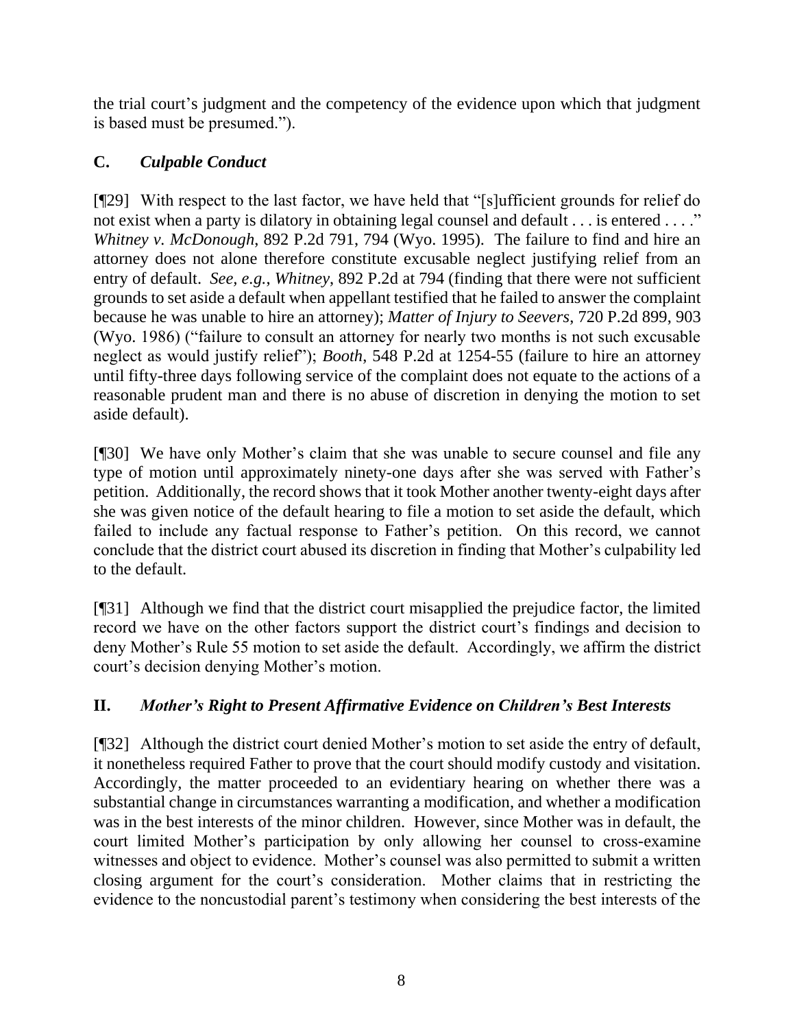the trial court's judgment and the competency of the evidence upon which that judgment is based must be presumed.").

## C. *Culpable Conduct*

[¶29] With respect to the last factor, we have held that "[s]ufficient grounds for relief do not exist when a party is dilatory in obtaining legal counsel and default . . . is entered . . . ." *Whitney v. McDonough*, 892 P.2d 791, 794 (Wyo. 1995). The failure to find and hire an attorney does not alone therefore constitute excusable neglect justifying relief from an entry of default. *See, e.g.*, *Whitney*, 892 P.2d at 794 (finding that there were not sufficient grounds to set aside a default when appellant testified that he failed to answer the complaint because he was unable to hire an attorney); *Matter of Injury to Seevers*, 720 P.2d 899, 903 (Wyo. 1986) ("failure to consult an attorney for nearly two months is not such excusable neglect as would justify relief"); *Booth*, 548 P.2d at 1254-55 (failure to hire an attorney until fifty-three days following service of the complaint does not equate to the actions of a reasonable prudent man and there is no abuse of discretion in denying the motion to set aside default).

[¶30] We have only Mother's claim that she was unable to secure counsel and file any type of motion until approximately ninety-one days after she was served with Father's petition. Additionally, the record shows that it took Mother another twenty-eight days after she was given notice of the default hearing to file a motion to set aside the default, which failed to include any factual response to Father's petition. On this record, we cannot conclude that the district court abused its discretion in finding that Mother's culpability led to the default.

[¶31] Although we find that the district court misapplied the prejudice factor, the limited record we have on the other factors support the district court's findings and decision to deny Mother's Rule 55 motion to set aside the default. Accordingly, we affirm the district court's decision denying Mother's motion.

## II. *Mother's Right to Present Affirmative Evidence on Children's Best Interests*

[¶32] Although the district court denied Mother's motion to set aside the entry of default, it nonetheless required Father to prove that the court should modify custody and visitation. Accordingly, the matter proceeded to an evidentiary hearing on whether there was a substantial change in circumstances warranting a modification, and whether a modification was in the best interests of the minor children. However, since Mother was in default, the court limited Mother's participation by only allowing her counsel to cross-examine witnesses and object to evidence. Mother's counsel was also permitted to submit a written closing argument for the court's consideration. Mother claims that in restricting the evidence to the noncustodial parent's testimony when considering the best interests of the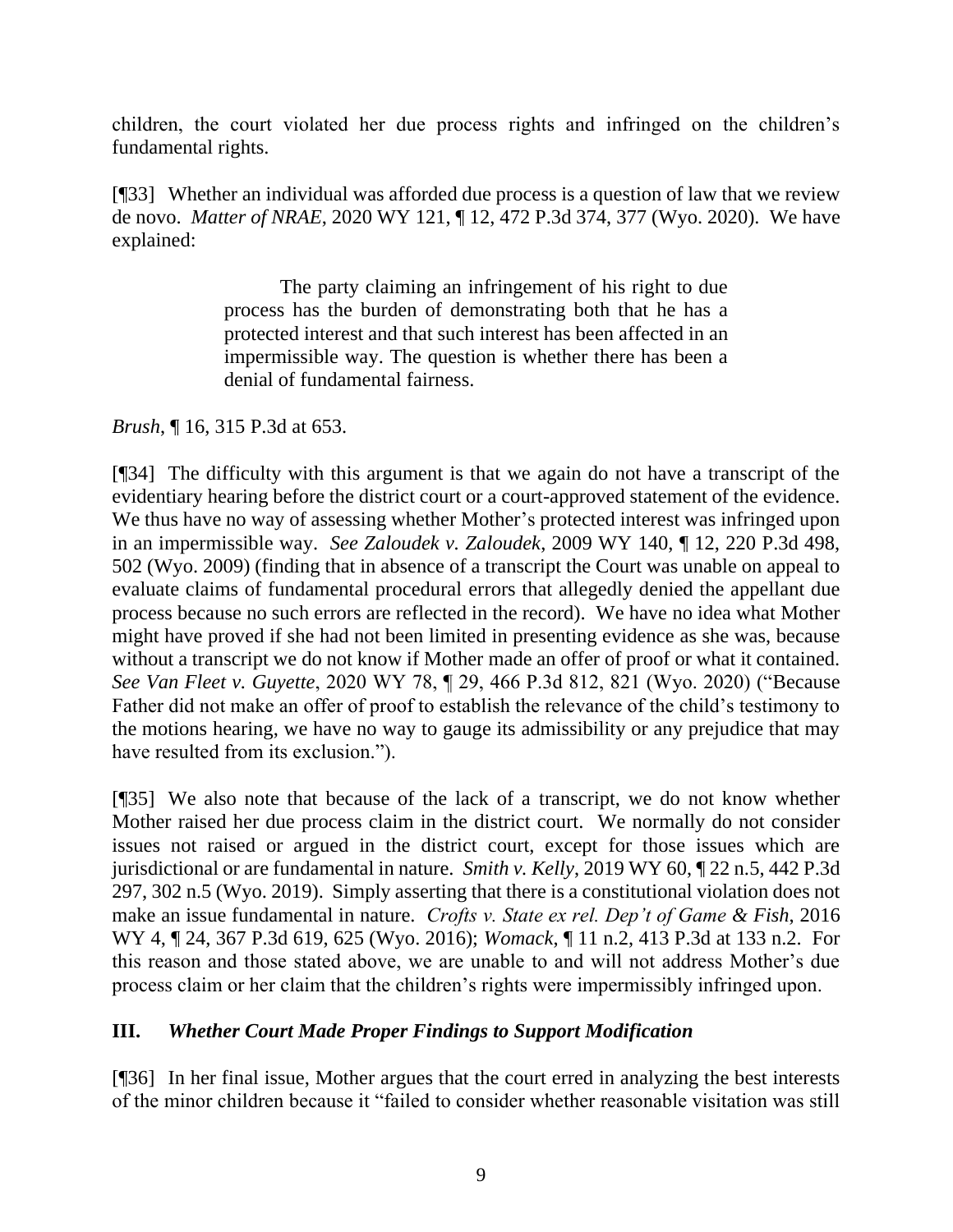children, the court violated her due process rights and infringed on the children's fundamental rights.

[¶33] Whether an individual was afforded due process is a question of law that we review de novo. *Matter of NRAE*, 2020 WY 121, ¶ 12, 472 P.3d 374, 377 (Wyo. 2020). We have explained:

> The party claiming an infringement of his right to due process has the burden of demonstrating both that he has a protected interest and that such interest has been affected in an impermissible way. The question is whether there has been a denial of fundamental fairness.

*Brush*, ¶ 16, 315 P.3d at 653.

[¶34] The difficulty with this argument is that we again do not have a transcript of the evidentiary hearing before the district court or a court-approved statement of the evidence. We thus have no way of assessing whether Mother's protected interest was infringed upon in an impermissible way. *See Zaloudek v. Zaloudek*, 2009 WY 140, ¶ 12, 220 P.3d 498, 502 (Wyo. 2009) (finding that in absence of a transcript the Court was unable on appeal to evaluate claims of fundamental procedural errors that allegedly denied the appellant due process because no such errors are reflected in the record). We have no idea what Mother might have proved if she had not been limited in presenting evidence as she was, because without a transcript we do not know if Mother made an offer of proof or what it contained. *See Van Fleet v. Guyette*, 2020 WY 78, ¶ 29, 466 P.3d 812, 821 (Wyo. 2020) ("Because Father did not make an offer of proof to establish the relevance of the child's testimony to the motions hearing, we have no way to gauge its admissibility or any prejudice that may have resulted from its exclusion.").

[¶35] We also note that because of the lack of a transcript, we do not know whether Mother raised her due process claim in the district court. We normally do not consider issues not raised or argued in the district court, except for those issues which are jurisdictional or are fundamental in nature. *Smith v. Kelly*, 2019 WY 60, ¶ 22 n.5, 442 P.3d 297, 302 n.5 (Wyo. 2019). Simply asserting that there is a constitutional violation does not make an issue fundamental in nature. *Crofts v. State ex rel. Dep't of Game & Fish*, 2016 WY 4, ¶ 24, 367 P.3d 619, 625 (Wyo. 2016); *Womack*, ¶ 11 n.2, 413 P.3d at 133 n.2. For this reason and those stated above, we are unable to and will not address Mother's due process claim or her claim that the children's rights were impermissibly infringed upon.

### III. *Whether Court Made Proper Findings to Support Modification*

[¶36] In her final issue, Mother argues that the court erred in analyzing the best interests of the minor children because it "failed to consider whether reasonable visitation was still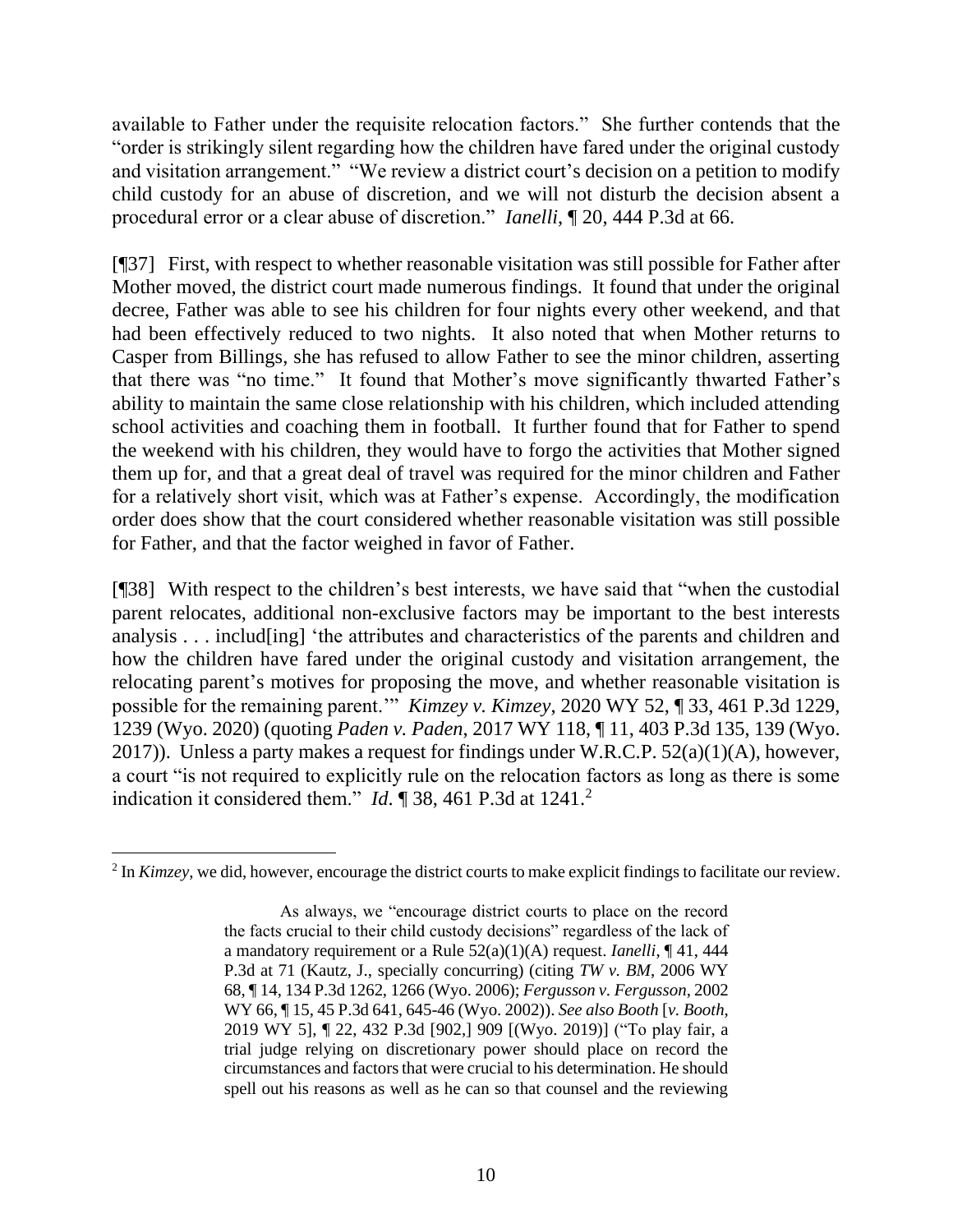available to Father under the requisite relocation factors." She further contends that the "order is strikingly silent regarding how the children have fared under the original custody and visitation arrangement." "We review a district court's decision on a petition to modify child custody for an abuse of discretion, and we will not disturb the decision absent a procedural error or a clear abuse of discretion." *Ianelli*, ¶ 20, 444 P.3d at 66.

[¶37] First, with respect to whether reasonable visitation was still possible for Father after Mother moved, the district court made numerous findings. It found that under the original decree, Father was able to see his children for four nights every other weekend, and that had been effectively reduced to two nights. It also noted that when Mother returns to Casper from Billings, she has refused to allow Father to see the minor children, asserting that there was "no time." It found that Mother's move significantly thwarted Father's ability to maintain the same close relationship with his children, which included attending school activities and coaching them in football. It further found that for Father to spend the weekend with his children, they would have to forgo the activities that Mother signed them up for, and that a great deal of travel was required for the minor children and Father for a relatively short visit, which was at Father's expense. Accordingly, the modification order does show that the court considered whether reasonable visitation was still possible for Father, and that the factor weighed in favor of Father.

[¶38] With respect to the children's best interests, we have said that "when the custodial parent relocates, additional non-exclusive factors may be important to the best interests analysis . . . includ[ing] 'the attributes and characteristics of the parents and children and how the children have fared under the original custody and visitation arrangement, the relocating parent's motives for proposing the move, and whether reasonable visitation is possible for the remaining parent.'" *Kimzey v. Kimzey*, 2020 WY 52, ¶ 33, 461 P.3d 1229, 1239 (Wyo. 2020) (quoting *Paden v. Paden*, 2017 WY 118, ¶ 11, 403 P.3d 135, 139 (Wyo. 2017)). Unless a party makes a request for findings under W.R.C.P. 52(a)(1)(A), however, a court "is not required to explicitly rule on the relocation factors as long as there is some indication it considered them." *Id*. ¶ 38, 461 P.3d at 1241.[2]

---

[2] In *Kimzey*, we did, however, encourage the district courts to make explicit findings to facilitate our review.

> As always, we "encourage district courts to place on the record the facts crucial to their child custody decisions" regardless of the lack of a mandatory requirement or a Rule 52(a)(1)(A) request. *Ianelli*, ¶ 41, 444 P.3d at 71 (Kautz, J., specially concurring) (citing *TW v. BM*, 2006 WY 68, ¶ 14, 134 P.3d 1262, 1266 (Wyo. 2006); *Fergusson v. Fergusson*, 2002 WY 66, ¶ 15, 45 P.3d 641, 645-46 (Wyo. 2002)). *See also Booth* [*v. Booth*, 2019 WY 5], ¶ 22, 432 P.3d [902,] 909 [(Wyo. 2019)] ("To play fair, a trial judge relying on discretionary power should place on record the circumstances and factors that were crucial to his determination. He should spell out his reasons as well as he can so that counsel and the reviewing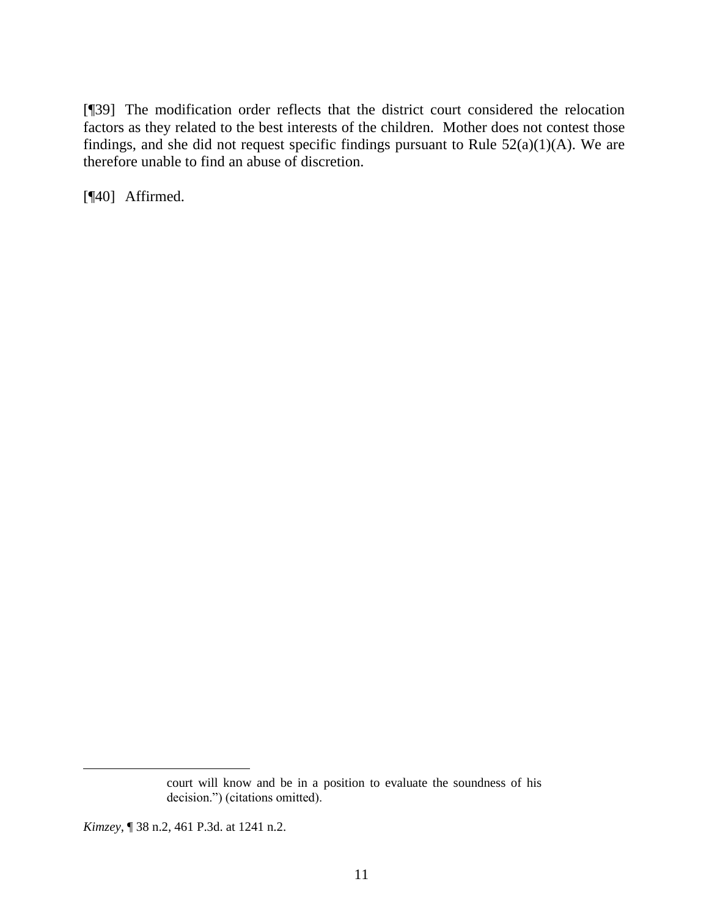[¶39] The modification order reflects that the district court considered the relocation factors as they related to the best interests of the children. Mother does not contest those findings, and she did not request specific findings pursuant to Rule 52(a)(1)(A). We are therefore unable to find an abuse of discretion.

[¶40] Affirmed.

---

> court will know and be in a position to evaluate the soundness of his decision.") (citations omitted).

*Kimzey*, ¶ 38 n.2, 461 P.3d. at 1241 n.2.